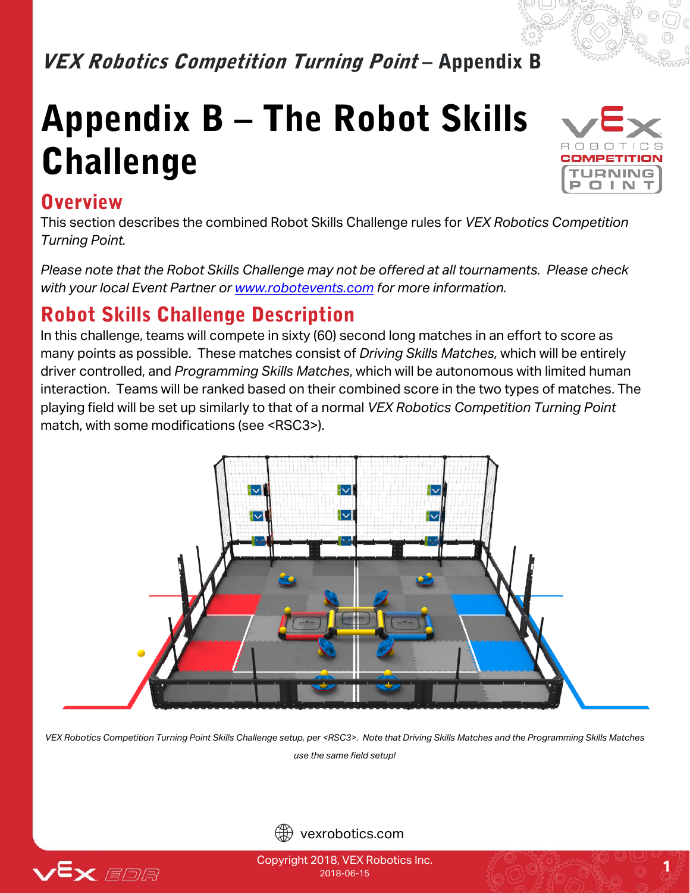# Appendix B – The Robot Skills Challenge

## Overview

This section describes the combined Robot Skills Challenge rules for *VEX Robotics Competition Turning Point.*

*Please note that the Robot Skills Challenge may not be offered at all tournaments. Please check with your local Event Partner or [www.robotevents.com](www.robotevents.com) for more information.*

## Robot Skills Challenge Description

In this challenge, teams will compete in sixty (60) second long matches in an effort to score as many points as possible. These matches consist of *Driving Skills Matches,* which will be entirely driver controlled, and *Programming Skills Matches*, which will be autonomous with limited human interaction. Teams will be ranked based on their combined score in the two types of matches. The playing field will be set up similarly to that of a normal *VEX Robotics Competition Turning Point* match, with some modifications (see <RSC3>).

*VEX Robotics Competition Turning Point Skills Challenge setup, per <RSC3>. Note that Driving Skills Matches and the Programming Skills Matches use the same field setup!*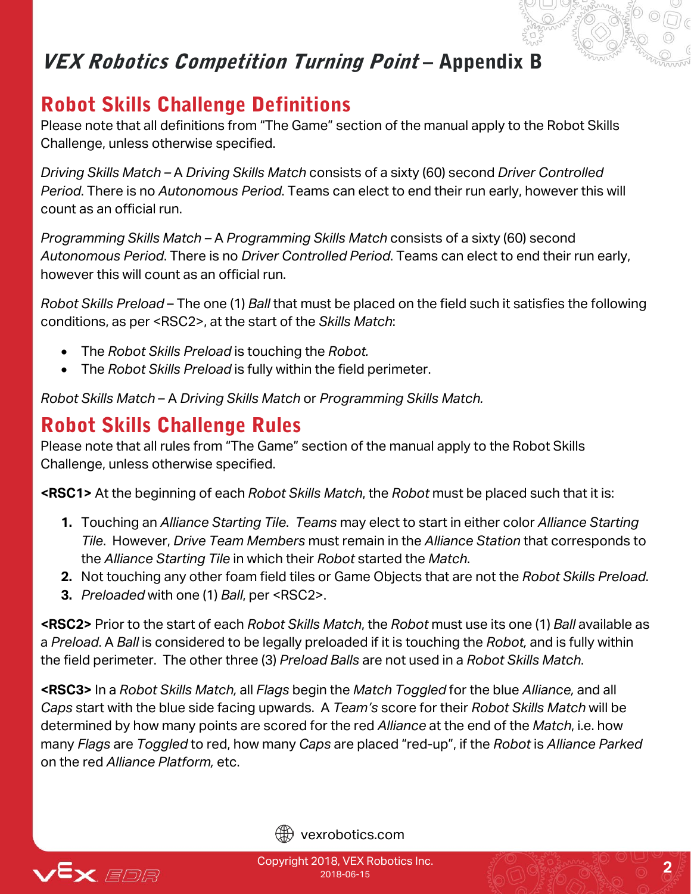# *VEX Robotics Competition Turning Point* – Appendix B

## Robot Skills Challenge Definitions

Please note that all definitions from "The Game" section of the manual apply to the Robot Skills Challenge, unless otherwise specified.

*Driving Skills Match* – A *Driving Skills Match* consists of a sixty (60) second *Driver Controlled Period*. There is no *Autonomous Period*. Teams can elect to end their run early, however this will count as an official run.

*Programming Skills Match* – A *Programming Skills Match* consists of a sixty (60) second *Autonomous Period*. There is no *Driver Controlled Period*. Teams can elect to end their run early, however this will count as an official run.

*Robot Skills Preload* – The one (1) *Ball* that must be placed on the field such it satisfies the following conditions, as per <RSC2>, at the start of the *Skills Match*:

- The *Robot Skills Preload* is touching the *Robot.*
- The *Robot Skills Preload* is fully within the field perimeter.

*Robot Skills Match* – A *Driving Skills Match* or *Programming Skills Match.*

## Robot Skills Challenge Rules

Please note that all rules from "The Game" section of the manual apply to the Robot Skills Challenge, unless otherwise specified.

**<RSC1>** At the beginning of each *Robot Skills Match*, the *Robot* must be placed such that it is:

1. Touching an *Alliance Starting Tile*. *Teams* may elect to start in either color *Alliance Starting Tile*. However, *Drive Team Members* must remain in the *Alliance Station* that corresponds to the *Alliance Starting Tile* in which their *Robot* started the *Match*.
2. Not touching any other foam field tiles or Game Objects that are not the *Robot Skills Preload*.
3. *Preloaded* with one (1) *Ball*, per <RSC2>.

**<RSC2>** Prior to the start of each *Robot Skills Match*, the *Robot* must use its one (1) *Ball* available as a *Preload*. A *Ball* is considered to be legally preloaded if it is touching the *Robot,* and is fully within the field perimeter. The other three (3) *Preload Balls* are not used in a *Robot Skills Match*.

**<RSC3>** In a *Robot Skills Match,* all *Flags* begin the *Match Toggled* for the blue *Alliance,* and all *Caps* start with the blue side facing upwards. A *Team's* score for their *Robot Skills Match* will be determined by how many points are scored for the red *Alliance* at the end of the *Match*, i.e. how many *Flags* are *Toggled* to red, how many *Caps* are placed "red-up", if the *Robot* is *Alliance Parked* on the red *Alliance Platform,* etc.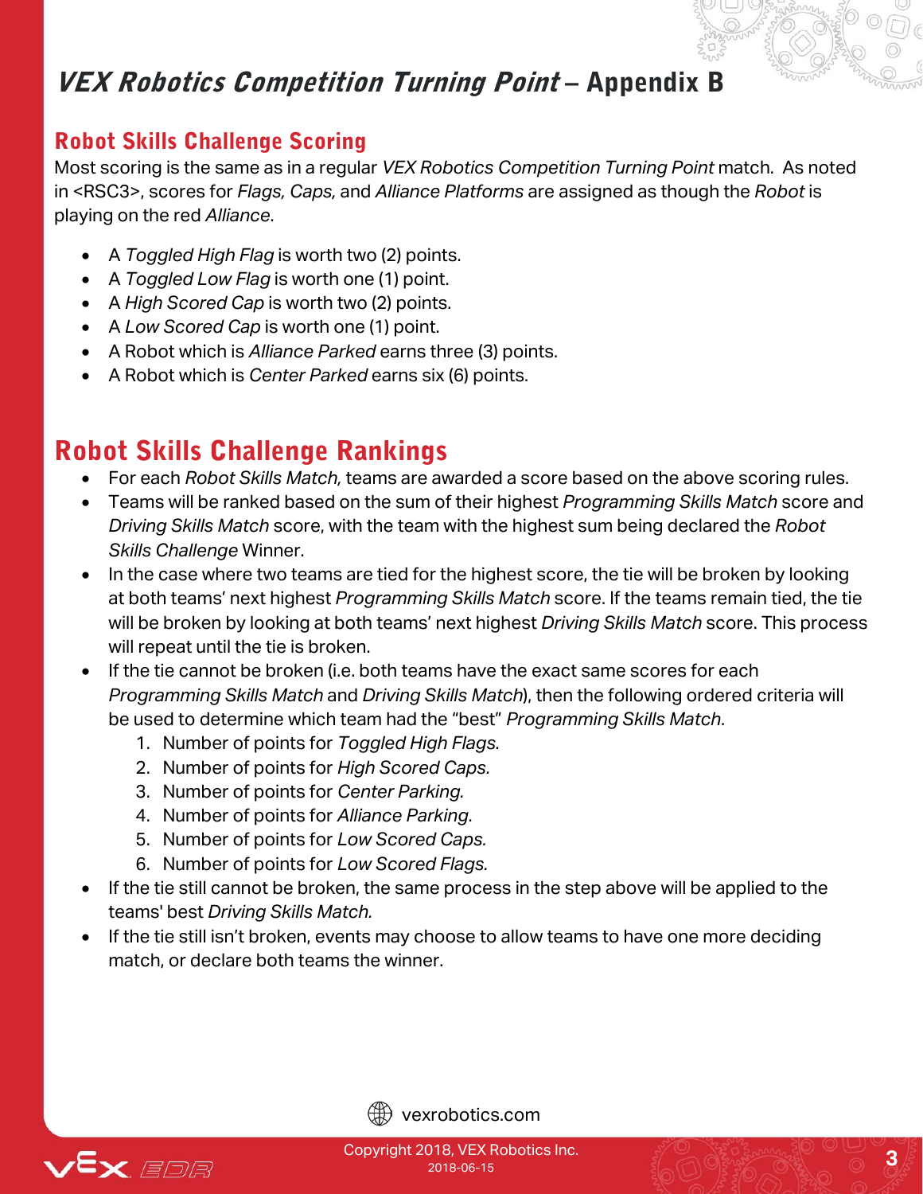# *VEX Robotics Competition Turning Point* – Appendix B

## Robot Skills Challenge Scoring

Most scoring is the same as in a regular *VEX Robotics Competition Turning Point* match. As noted in <RSC3>, scores for *Flags, Caps,* and *Alliance Platforms* are assigned as though the *Robot* is playing on the red *Alliance*.

- A *Toggled High Flag* is worth two (2) points.
- A *Toggled Low Flag* is worth one (1) point.
- A *High Scored Cap* is worth two (2) points.
- A *Low Scored Cap* is worth one (1) point.
- A Robot which is *Alliance Parked* earns three (3) points.
- A Robot which is *Center Parked* earns six (6) points.

## Robot Skills Challenge Rankings

- For each *Robot Skills Match,* teams are awarded a score based on the above scoring rules.
- Teams will be ranked based on the sum of their highest *Programming Skills Match* score and *Driving Skills Match* score, with the team with the highest sum being declared the *Robot Skills Challenge* Winner.
- In the case where two teams are tied for the highest score, the tie will be broken by looking at both teams' next highest *Programming Skills Match* score. If the teams remain tied, the tie will be broken by looking at both teams' next highest *Driving Skills Match* score. This process will repeat until the tie is broken.
- If the tie cannot be broken (i.e. both teams have the exact same scores for each *Programming Skills Match* and *Driving Skills Match*), then the following ordered criteria will be used to determine which team had the "best" *Programming Skills Match*.
  1. Number of points for *Toggled High Flags.*
  2. Number of points for *High Scored Caps.*
  3. Number of points for *Center Parking.*
  4. Number of points for *Alliance Parking*.
  5. Number of points for *Low Scored Caps.*
  6. Number of points for *Low Scored Flags.*
- If the tie still cannot be broken, the same process in the step above will be applied to the teams' best *Driving Skills Match.*
- If the tie still isn't broken, events may choose to allow teams to have one more deciding match, or declare both teams the winner.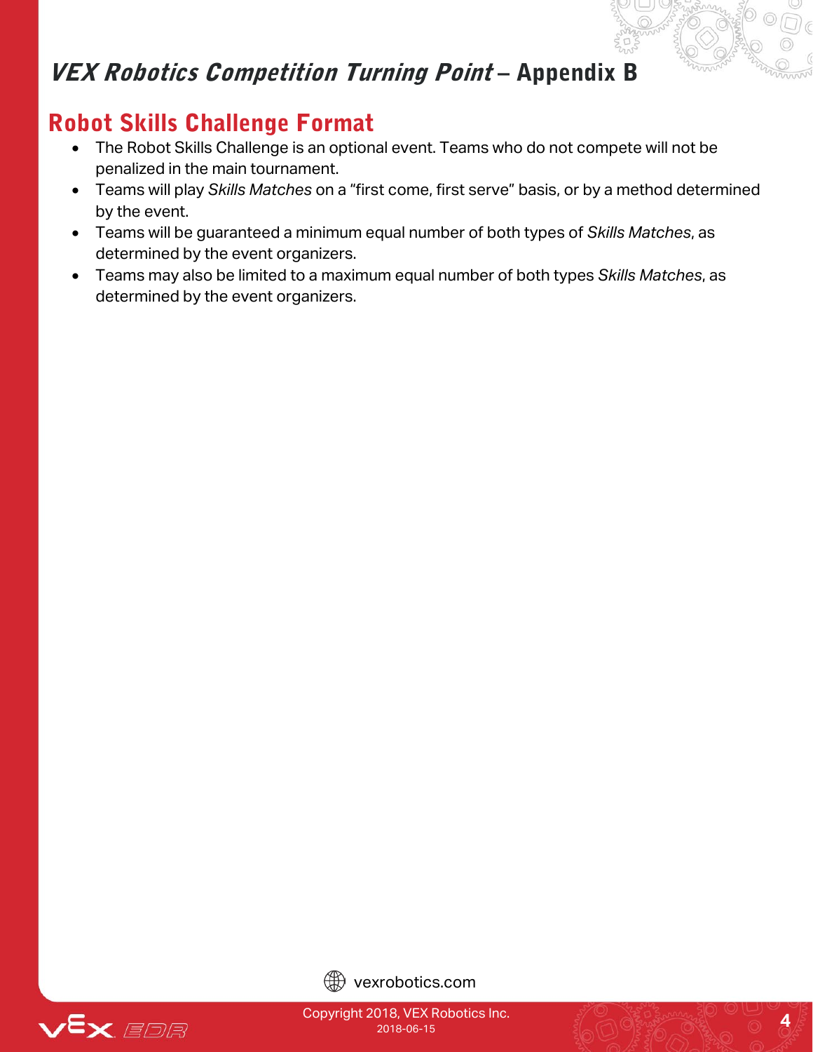## Robot Skills Challenge Format

- The Robot Skills Challenge is an optional event. Teams who do not compete will not be penalized in the main tournament.
- Teams will play *Skills Matches* on a "first come, first serve" basis, or by a method determined by the event.
- Teams will be guaranteed a minimum equal number of both types of *Skills Matches*, as determined by the event organizers.
- Teams may also be limited to a maximum equal number of both types *Skills Matches*, as determined by the event organizers.